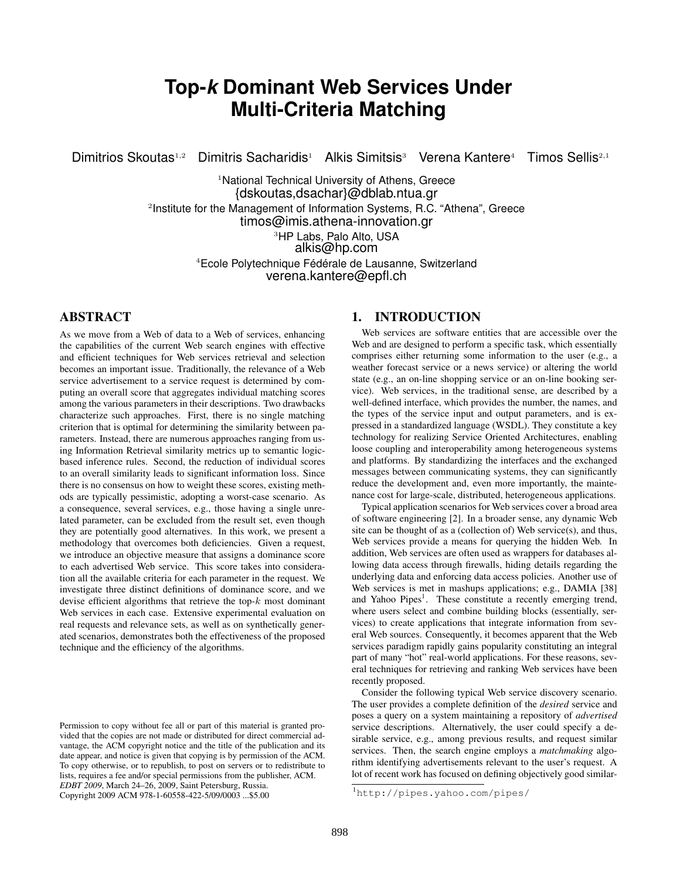# Top-*k* Dominant Web Services Under Multi-Criteria Matching

Dimitrios Skoutas[1,2] Dimitris Sacharidis[1] Alkis Simitsis[3] Verena Kantere[4] Timos Sellis[2,1]

[1]National Technical University of Athens, Greece
{dskoutas,dsachar}@dblab.ntua.gr

[2]Institute for the Management of Information Systems, R.C. "Athena", Greece
timos@imis.athena-innovation.gr

[3]HP Labs, Palo Alto, USA
alkis@hp.com

[4]Ecole Polytechnique Fédérale de Lausanne, Switzerland
verena.kantere@epfl.ch

## ABSTRACT

As we move from a Web of data to a Web of services, enhancing the capabilities of the current Web search engines with effective and efficient techniques for Web services retrieval and selection becomes an important issue. Traditionally, the relevance of a Web service advertisement to a service request is determined by computing an overall score that aggregates individual matching scores among the various parameters in their descriptions. Two drawbacks characterize such approaches. First, there is no single matching criterion that is optimal for determining the similarity between parameters. Instead, there are numerous approaches ranging from using Information Retrieval similarity metrics up to semantic logic-based inference rules. Second, the reduction of individual scores to an overall similarity leads to significant information loss. Since there is no consensus on how to weight these scores, existing methods are typically pessimistic, adopting a worst-case scenario. As a consequence, several services, e.g., those having a single unrelated parameter, can be excluded from the result set, even though they are potentially good alternatives. In this work, we present a methodology that overcomes both deficiencies. Given a request, we introduce an objective measure that assigns a dominance score to each advertised Web service. This score takes into consideration all the available criteria for each parameter in the request. We investigate three distinct definitions of dominance score, and we devise efficient algorithms that retrieve the top-$k$ most dominant Web services in each case. Extensive experimental evaluation on real requests and relevance sets, as well as on synthetically generated scenarios, demonstrates both the effectiveness of the proposed technique and the efficiency of the algorithms.

Permission to copy without fee all or part of this material is granted provided that the copies are not made or distributed for direct commercial advantage, the ACM copyright notice and the title of the publication and its date appear, and notice is given that copying is by permission of the ACM. To copy otherwise, or to republish, to post on servers or to redistribute to lists, requires a fee and/or special permissions from the publisher, ACM.
*EDBT 2009*, March 24–26, 2009, Saint Petersburg, Russia.
Copyright 2009 ACM 978-1-60558-422-5/09/0003 ...$5.00

## 1. INTRODUCTION

Web services are software entities that are accessible over the Web and are designed to perform a specific task, which essentially comprises either returning some information to the user (e.g., a weather forecast service or a news service) or altering the world state (e.g., an on-line shopping service or an on-line booking service). Web services, in the traditional sense, are described by a well-defined interface, which provides the number, the names, and the types of the service input and output parameters, and is expressed in a standardized language (WSDL). They constitute a key technology for realizing Service Oriented Architectures, enabling loose coupling and interoperability among heterogeneous systems and platforms. By standardizing the interfaces and the exchanged messages between communicating systems, they can significantly reduce the development and, even more importantly, the maintenance cost for large-scale, distributed, heterogeneous applications.

Typical application scenarios for Web services cover a broad area of software engineering [2]. In a broader sense, any dynamic Web site can be thought of as a (collection of) Web service(s), and thus, Web services provide a means for querying the hidden Web. In addition, Web services are often used as wrappers for databases allowing data access through firewalls, hiding details regarding the underlying data and enforcing data access policies. Another use of Web services is met in mashups applications; e.g., DAMIA [38] and Yahoo Pipes[1]. These constitute a recently emerging trend, where users select and combine building blocks (essentially, services) to create applications that integrate information from several Web sources. Consequently, it becomes apparent that the Web services paradigm rapidly gains popularity constituting an integral part of many "hot" real-world applications. For these reasons, several techniques for retrieving and ranking Web services have been recently proposed.

Consider the following typical Web service discovery scenario. The user provides a complete definition of the *desired* service and poses a query on a system maintaining a repository of *advertised* service descriptions. Alternatively, the user could specify a desirable service, e.g., among previous results, and request similar services. Then, the search engine employs a *matchmaking* algorithm identifying advertisements relevant to the user's request. A lot of recent work has focused on defining objectively good similar-

[1]http://pipes.yahoo.com/pipes/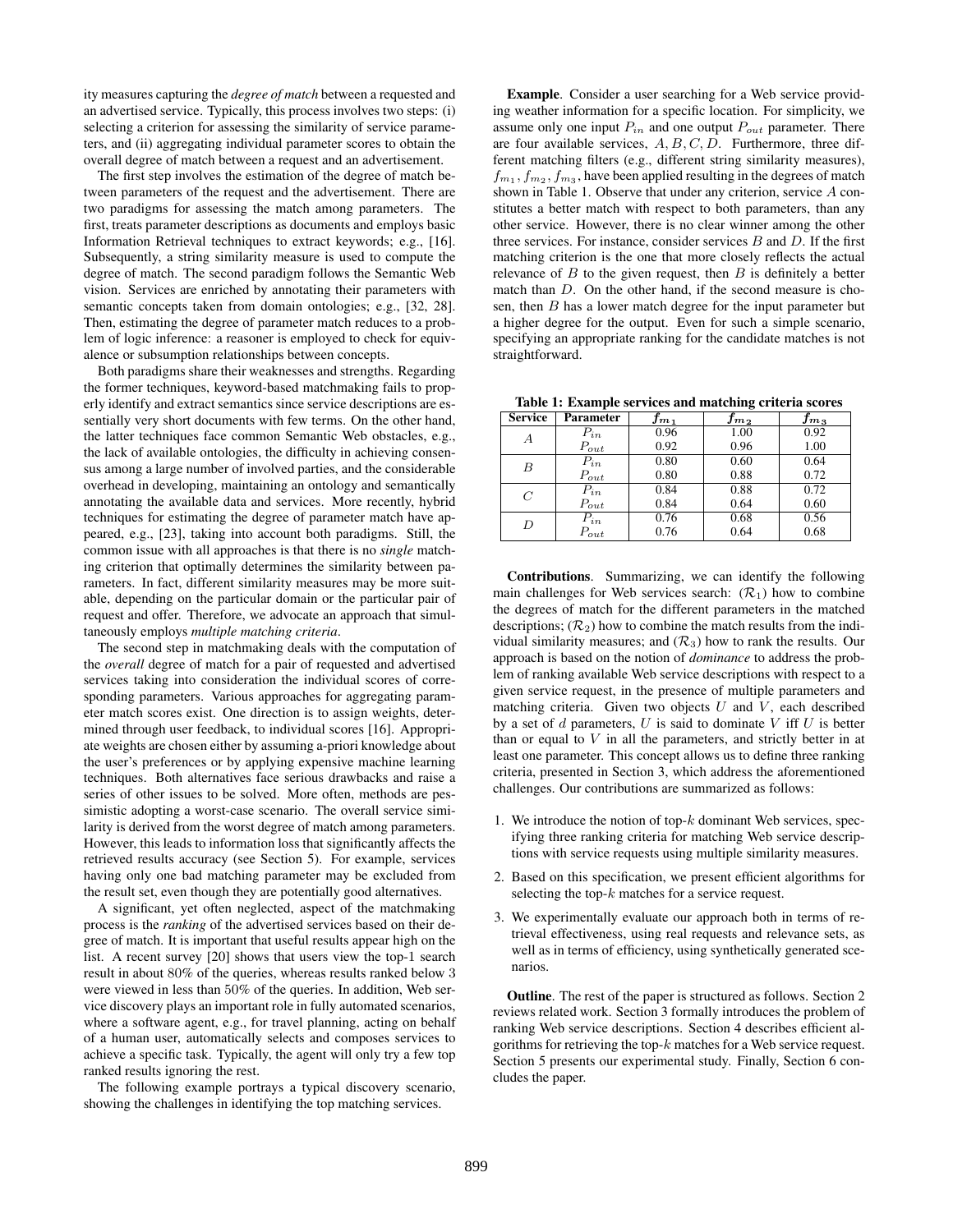ity measures capturing the *degree of match* between a requested and an advertised service. Typically, this process involves two steps: (i) selecting a criterion for assessing the similarity of service parameters, and (ii) aggregating individual parameter scores to obtain the overall degree of match between a request and an advertisement.

The first step involves the estimation of the degree of match between parameters of the request and the advertisement. There are two paradigms for assessing the match among parameters. The first, treats parameter descriptions as documents and employs basic Information Retrieval techniques to extract keywords; e.g., [16]. Subsequently, a string similarity measure is used to compute the degree of match. The second paradigm follows the Semantic Web vision. Services are enriched by annotating their parameters with semantic concepts taken from domain ontologies; e.g., [32, 28]. Then, estimating the degree of parameter match reduces to a problem of logic inference: a reasoner is employed to check for equivalence or subsumption relationships between concepts.

Both paradigms share their weaknesses and strengths. Regarding the former techniques, keyword-based matchmaking fails to properly identify and extract semantics since service descriptions are essentially very short documents with few terms. On the other hand, the latter techniques face common Semantic Web obstacles, e.g., the lack of available ontologies, the difficulty in achieving consensus among a large number of involved parties, and the considerable overhead in developing, maintaining an ontology and semantically annotating the available data and services. More recently, hybrid techniques for estimating the degree of parameter match have appeared, e.g., [23], taking into account both paradigms. Still, the common issue with all approaches is that there is no *single* matching criterion that optimally determines the similarity between parameters. In fact, different similarity measures may be more suitable, depending on the particular domain or the particular pair of request and offer. Therefore, we advocate an approach that simultaneously employs *multiple matching criteria*.

The second step in matchmaking deals with the computation of the *overall* degree of match for a pair of requested and advertised services taking into consideration the individual scores of corresponding parameters. Various approaches for aggregating parameter match scores exist. One direction is to assign weights, determined through user feedback, to individual scores [16]. Appropriate weights are chosen either by assuming a-priori knowledge about the user's preferences or by applying expensive machine learning techniques. Both alternatives face serious drawbacks and raise a series of other issues to be solved. More often, methods are pessimistic adopting a worst-case scenario. The overall service similarity is derived from the worst degree of match among parameters. However, this leads to information loss that significantly affects the retrieved results accuracy (see Section 5). For example, services having only one bad matching parameter may be excluded from the result set, even though they are potentially good alternatives.

A significant, yet often neglected, aspect of the matchmaking process is the *ranking* of the advertised services based on their degree of match. It is important that useful results appear high on the list. A recent survey [20] shows that users view the top-1 search result in about 80% of the queries, whereas results ranked below 3 were viewed in less than 50% of the queries. In addition, Web service discovery plays an important role in fully automated scenarios, where a software agent, e.g., for travel planning, acting on behalf of a human user, automatically selects and composes services to achieve a specific task. Typically, the agent will only try a few top ranked results ignoring the rest.

The following example portrays a typical discovery scenario, showing the challenges in identifying the top matching services.

**Example**. Consider a user searching for a Web service providing weather information for a specific location. For simplicity, we assume only one input $P_{in}$ and one output $P_{out}$ parameter. There are four available services, $A, B, C, D$. Furthermore, three different matching filters (e.g., different string similarity measures), $f_{m_1}, f_{m_2}, f_{m_3}$, have been applied resulting in the degrees of match shown in Table 1. Observe that under any criterion, service $A$ constitutes a better match with respect to both parameters, than any other service. However, there is no clear winner among the other three services. For instance, consider services $B$ and $D$. If the first matching criterion is the one that more closely reflects the actual relevance of $B$ to the given request, then $B$ is definitely a better match than $D$. On the other hand, if the second measure is chosen, then $B$ has a lower match degree for the input parameter but a higher degree for the output. Even for such a simple scenario, specifying an appropriate ranking for the candidate matches is not straightforward.

**Table 1: Example services and matching criteria scores**

| Service | Parameter | $f_{m_1}$ | $f_{m_2}$ | $f_{m_3}$ |
|---|---|---|---|---|
| $A$ | $P_{in}$ | 0.96 | 1.00 | 0.92 |
| | $P_{out}$ | 0.92 | 0.96 | 1.00 |
| $B$ | $P_{in}$ | 0.80 | 0.60 | 0.64 |
| | $P_{out}$ | 0.80 | 0.88 | 0.72 |
| $C$ | $P_{in}$ | 0.84 | 0.88 | 0.72 |
| | $P_{out}$ | 0.84 | 0.64 | 0.60 |
| $D$ | $P_{in}$ | 0.76 | 0.68 | 0.56 |
| | $P_{out}$ | 0.76 | 0.64 | 0.68 |

**Contributions**. Summarizing, we can identify the following main challenges for Web services search: ($\mathcal{R}_1$) how to combine the degrees of match for the different parameters in the matched descriptions; ($\mathcal{R}_2$) how to combine the match results from the individual similarity measures; and ($\mathcal{R}_3$) how to rank the results. Our approach is based on the notion of *dominance* to address the problem of ranking available Web service descriptions with respect to a given service request, in the presence of multiple parameters and matching criteria. Given two objects $U$ and $V$, each described by a set of $d$ parameters, $U$ is said to dominate $V$ iff $U$ is better than or equal to $V$ in all the parameters, and strictly better in at least one parameter. This concept allows us to define three ranking criteria, presented in Section 3, which address the aforementioned challenges. Our contributions are summarized as follows:

1. We introduce the notion of top-$k$ dominant Web services, specifying three ranking criteria for matching Web service descriptions with service requests using multiple similarity measures.
2. Based on this specification, we present efficient algorithms for selecting the top-$k$ matches for a service request.
3. We experimentally evaluate our approach both in terms of retrieval effectiveness, using real requests and relevance sets, as well as in terms of efficiency, using synthetically generated scenarios.

**Outline**. The rest of the paper is structured as follows. Section 2 reviews related work. Section 3 formally introduces the problem of ranking Web service descriptions. Section 4 describes efficient algorithms for retrieving the top-$k$ matches for a Web service request. Section 5 presents our experimental study. Finally, Section 6 concludes the paper.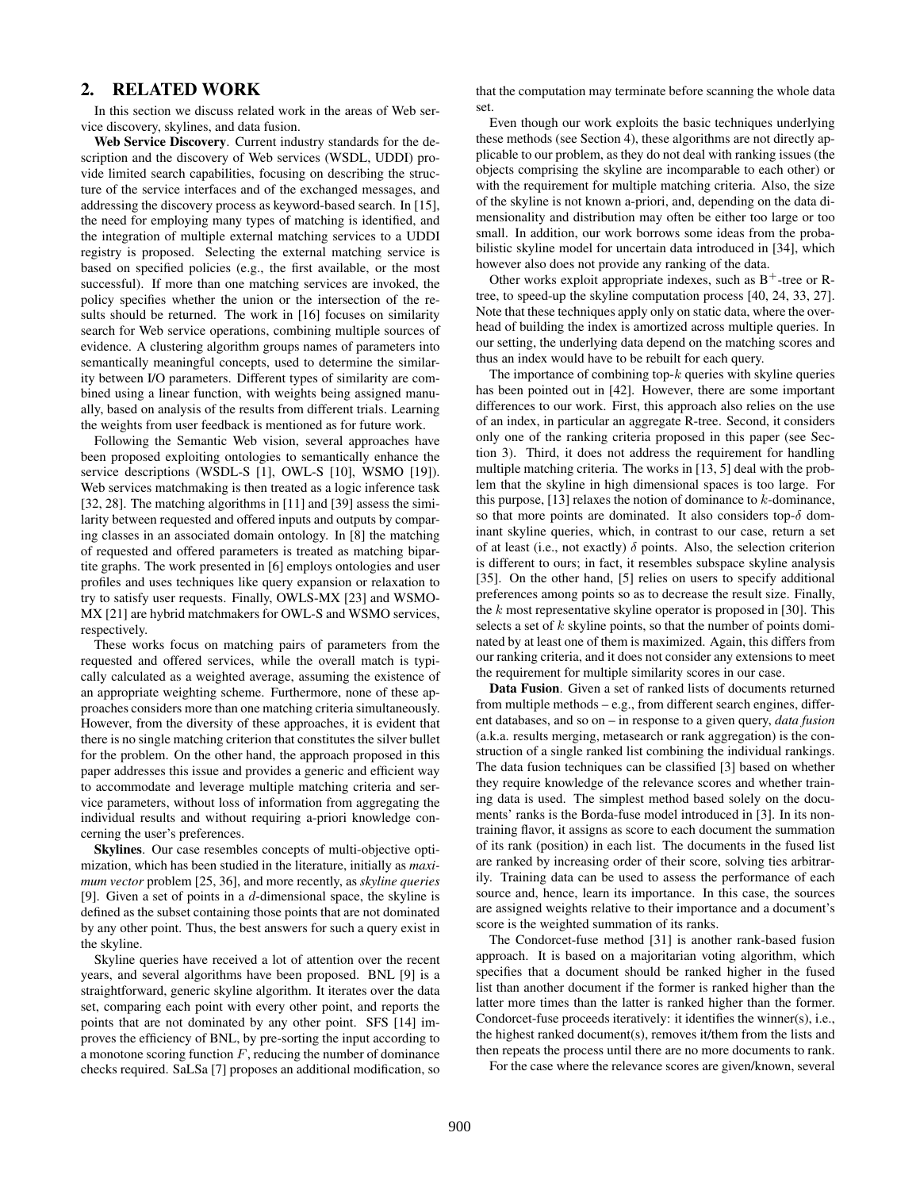## 2. RELATED WORK

In this section we discuss related work in the areas of Web service discovery, skylines, and data fusion.

**Web Service Discovery**. Current industry standards for the description and the discovery of Web services (WSDL, UDDI) provide limited search capabilities, focusing on describing the structure of the service interfaces and of the exchanged messages, and addressing the discovery process as keyword-based search. In [15], the need for employing many types of matching is identified, and the integration of multiple external matching services to a UDDI registry is proposed. Selecting the external matching service is based on specified policies (e.g., the first available, or the most successful). If more than one matching services are invoked, the policy specifies whether the union or the intersection of the results should be returned. The work in [16] focuses on similarity search for Web service operations, combining multiple sources of evidence. A clustering algorithm groups names of parameters into semantically meaningful concepts, used to determine the similarity between I/O parameters. Different types of similarity are combined using a linear function, with weights being assigned manually, based on analysis of the results from different trials. Learning the weights from user feedback is mentioned as for future work.

Following the Semantic Web vision, several approaches have been proposed exploiting ontologies to semantically enhance the service descriptions (WSDL-S [1], OWL-S [10], WSMO [19]). Web services matchmaking is then treated as a logic inference task [32, 28]. The matching algorithms in [11] and [39] assess the similarity between requested and offered inputs and outputs by comparing classes in an associated domain ontology. In [8] the matching of requested and offered parameters is treated as matching bipartite graphs. The work presented in [6] employs ontologies and user profiles and uses techniques like query expansion or relaxation to try to satisfy user requests. Finally, OWLS-MX [23] and WSMO-MX [21] are hybrid matchmakers for OWL-S and WSMO services, respectively.

These works focus on matching pairs of parameters from the requested and offered services, while the overall match is typically calculated as a weighted average, assuming the existence of an appropriate weighting scheme. Furthermore, none of these approaches considers more than one matching criteria simultaneously. However, from the diversity of these approaches, it is evident that there is no single matching criterion that constitutes the silver bullet for the problem. On the other hand, the approach proposed in this paper addresses this issue and provides a generic and efficient way to accommodate and leverage multiple matching criteria and service parameters, without loss of information from aggregating the individual results and without requiring a-priori knowledge concerning the user's preferences.

**Skylines**. Our case resembles concepts of multi-objective optimization, which has been studied in the literature, initially as *maximum vector* problem [25, 36], and more recently, as *skyline queries* [9]. Given a set of points in a $d$-dimensional space, the skyline is defined as the subset containing those points that are not dominated by any other point. Thus, the best answers for such a query exist in the skyline.

Skyline queries have received a lot of attention over the recent years, and several algorithms have been proposed. BNL [9] is a straightforward, generic skyline algorithm. It iterates over the data set, comparing each point with every other point, and reports the points that are not dominated by any other point. SFS [14] improves the efficiency of BNL, by pre-sorting the input according to a monotone scoring function $F$, reducing the number of dominance checks required. SaLSa [7] proposes an additional modification, so that the computation may terminate before scanning the whole data set.

Even though our work exploits the basic techniques underlying these methods (see Section 4), these algorithms are not directly applicable to our problem, as they do not deal with ranking issues (the objects comprising the skyline are incomparable to each other) or with the requirement for multiple matching criteria. Also, the size of the skyline is not known a-priori, and, depending on the data dimensionality and distribution may often be either too large or too small. In addition, our work borrows some ideas from the probabilistic skyline model for uncertain data introduced in [34], which however also does not provide any ranking of the data.

Other works exploit appropriate indexes, such as $B^+$-tree or R-tree, to speed-up the skyline computation process [40, 24, 33, 27]. Note that these techniques apply only on static data, where the overhead of building the index is amortized across multiple queries. In our setting, the underlying data depend on the matching scores and thus an index would have to be rebuilt for each query.

The importance of combining top-$k$ queries with skyline queries has been pointed out in [42]. However, there are some important differences to our work. First, this approach also relies on the use of an index, in particular an aggregate R-tree. Second, it considers only one of the ranking criteria proposed in this paper (see Section 3). Third, it does not address the requirement for handling multiple matching criteria. The works in [13, 5] deal with the problem that the skyline in high dimensional spaces is too large. For this purpose, [13] relaxes the notion of dominance to $k$-dominance, so that more points are dominated. It also considers top-$\delta$ dominant skyline queries, which, in contrast to our case, return a set of at least (i.e., not exactly) $\delta$ points. Also, the selection criterion is different to ours; in fact, it resembles subspace skyline analysis [35]. On the other hand, [5] relies on users to specify additional preferences among points so as to decrease the result size. Finally, the $k$ most representative skyline operator is proposed in [30]. This selects a set of $k$ skyline points, so that the number of points dominated by at least one of them is maximized. Again, this differs from our ranking criteria, and it does not consider any extensions to meet the requirement for multiple similarity scores in our case.

**Data Fusion**. Given a set of ranked lists of documents returned from multiple methods – e.g., from different search engines, different databases, and so on – in response to a given query, *data fusion* (a.k.a. results merging, metasearch or rank aggregation) is the construction of a single ranked list combining the individual rankings. The data fusion techniques can be classified [3] based on whether they require knowledge of the relevance scores and whether training data is used. The simplest method based solely on the documents' ranks is the Borda-fuse model introduced in [3]. In its non-training flavor, it assigns as score to each document the summation of its rank (position) in each list. The documents in the fused list are ranked by increasing order of their score, solving ties arbitrarily. Training data can be used to assess the performance of each source and, hence, learn its importance. In this case, the sources are assigned weights relative to their importance and a document's score is the weighted summation of its ranks.

The Condorcet-fuse method [31] is another rank-based fusion approach. It is based on a majoritarian voting algorithm, which specifies that a document should be ranked higher in the fused list than another document if the former is ranked higher than the latter more times than the latter is ranked higher than the former. Condorcet-fuse proceeds iteratively: it identifies the winner(s), i.e., the highest ranked document(s), removes it/them from the lists and then repeats the process until there are no more documents to rank.

For the case where the relevance scores are given/known, several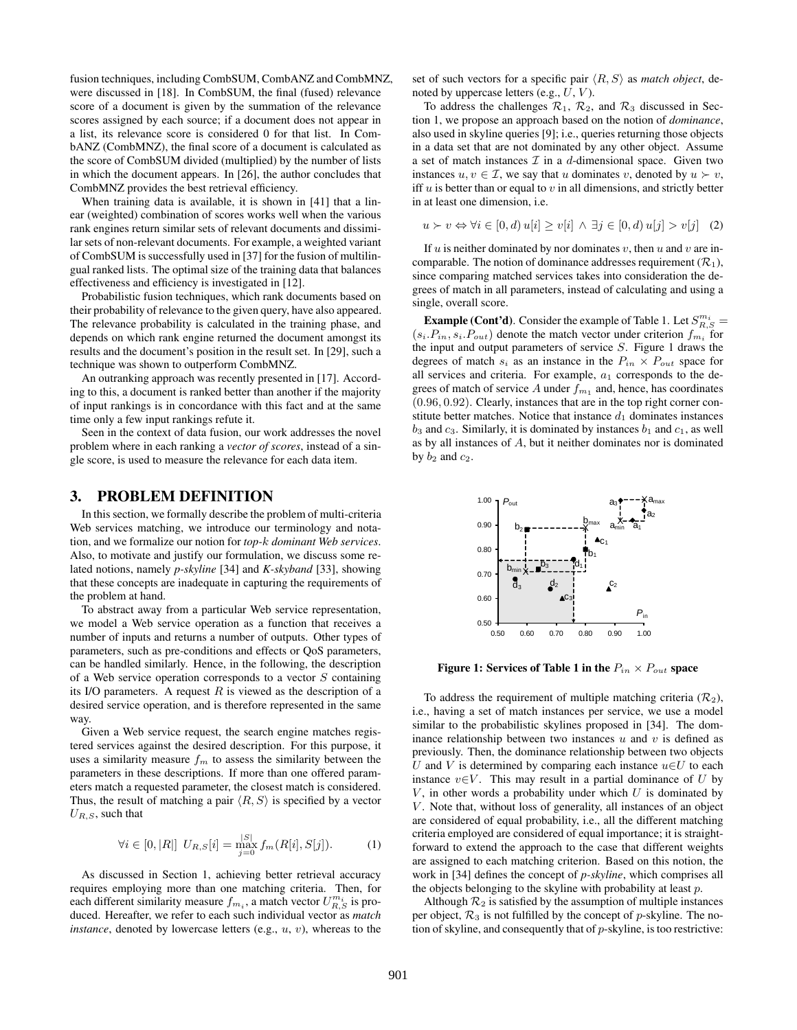fusion techniques, including CombSUM, CombANZ and CombMNZ, were discussed in [18]. In CombSUM, the final (fused) relevance score of a document is given by the summation of the relevance scores assigned by each source; if a document does not appear in a list, its relevance score is considered 0 for that list. In CombANZ (CombMNZ), the final score of a document is calculated as the score of CombSUM divided (multiplied) by the number of lists in which the document appears. In [26], the author concludes that CombMNZ provides the best retrieval efficiency.

When training data is available, it is shown in [41] that a linear (weighted) combination of scores works well when the various rank engines return similar sets of relevant documents and dissimilar sets of non-relevant documents. For example, a weighted variant of CombSUM is successfully used in [37] for the fusion of multilingual ranked lists. The optimal size of the training data that balances effectiveness and efficiency is investigated in [12].

Probabilistic fusion techniques, which rank documents based on their probability of relevance to the given query, have also appeared. The relevance probability is calculated in the training phase, and depends on which rank engine returned the document amongst its results and the document's position in the result set. In [29], such a technique was shown to outperform CombMNZ.

An outranking approach was recently presented in [17]. According to this, a document is ranked better than another if the majority of input rankings is in concordance with this fact and at the same time only a few input rankings refute it.

Seen in the context of data fusion, our work addresses the novel problem where in each ranking a *vector of scores*, instead of a single score, is used to measure the relevance for each data item.

## 3. PROBLEM DEFINITION

In this section, we formally describe the problem of multi-criteria Web services matching, we introduce our terminology and notation, and we formalize our notion for *top-k dominant Web services*. Also, to motivate and justify our formulation, we discuss some related notions, namely *p-skyline* [34] and *K-skyband* [33], showing that these concepts are inadequate in capturing the requirements of the problem at hand.

To abstract away from a particular Web service representation, we model a Web service operation as a function that receives a number of inputs and returns a number of outputs. Other types of parameters, such as pre-conditions and effects or QoS parameters, can be handled similarly. Hence, in the following, the description of a Web service operation corresponds to a vector $S$ containing its I/O parameters. A request $R$ is viewed as the description of a desired service operation, and is therefore represented in the same way.

Given a Web service request, the search engine matches registered services against the desired description. For this purpose, it uses a similarity measure $f_m$ to assess the similarity between the parameters in these descriptions. If more than one offered parameters match a requested parameter, the closest match is considered. Thus, the result of matching a pair $\langle R, S\rangle$ is specified by a vector $U_{R,S}$, such that

$$\forall i \in [0, |R|] \;\; U_{R,S}[i] = \max_{j=0}^{|S|} f_m(R[i], S[j]). \tag{1}$$

As discussed in Section 1, achieving better retrieval accuracy requires employing more than one matching criteria. Then, for each different similarity measure $f_{m_i}$, a match vector $U^{m_i}_{R,S}$ is produced. Hereafter, we refer to each such individual vector as *match instance*, denoted by lowercase letters (e.g., $u$, $v$), whereas to the set of such vectors for a specific pair $\langle R, S\rangle$ as *match object*, denoted by uppercase letters (e.g., $U$, $V$).

To address the challenges $\mathcal{R}_1$, $\mathcal{R}_2$, and $\mathcal{R}_3$ discussed in Section 1, we propose an approach based on the notion of *dominance*, also used in skyline queries [9]; i.e., queries returning those objects in a data set that are not dominated by any other object. Assume a set of match instances $\mathcal{I}$ in a $d$-dimensional space. Given two instances $u, v \in \mathcal{I}$, we say that $u$ dominates $v$, denoted by $u \succ v$, iff $u$ is better than or equal to $v$ in all dimensions, and strictly better in at least one dimension, i.e.

$$u \succ v \Leftrightarrow \forall i \in [0, d)\, u[i] \geq v[i] \;\wedge\; \exists j \in [0, d)\, u[j] > v[j] \tag{2}$$

If $u$ is neither dominated by nor dominates $v$, then $u$ and $v$ are incomparable. The notion of dominance addresses requirement ($\mathcal{R}_1$), since comparing matched services takes into consideration the degrees of match in all parameters, instead of calculating and using a single, overall score.

**Example (Cont'd)**. Consider the example of Table 1. Let $S^{m_i}_{R,S} = (s_i.P_{in}, s_i.P_{out})$ denote the match vector under criterion $f_{m_i}$ for the input and output parameters of service $S$. Figure 1 draws the degrees of match $s_i$ as an instance in the $P_{in} \times P_{out}$ space for all services and criteria. For example, $a_1$ corresponds to the degrees of match of service $A$ under $f_{m_1}$ and, hence, has coordinates $(0.96, 0.92)$. Clearly, instances that are in the top right corner constitute better matches. Notice that instance $d_1$ dominates instances $b_3$ and $c_3$. Similarly, it is dominated by instances $b_1$ and $c_1$, as well as by all instances of $A$, but it neither dominates nor is dominated by $b_2$ and $c_2$.

**Figure 1: Services of Table 1 in the $P_{in} \times P_{out}$ space**

To address the requirement of multiple matching criteria ($\mathcal{R}_2$), i.e., having a set of match instances per service, we use a model similar to the probabilistic skylines proposed in [34]. The dominance relationship between two instances $u$ and $v$ is defined as previously. Then, the dominance relationship between two objects $U$ and $V$ is determined by comparing each instance $u \in U$ to each instance $v \in V$. This may result in a partial dominance of $U$ by $V$, in other words a probability under which $U$ is dominated by $V$. Note that, without loss of generality, all instances of an object are considered of equal probability, i.e., all the different matching criteria employed are considered of equal importance; it is straightforward to extend the approach to the case that different weights are assigned to each matching criterion. Based on this notion, the work in [34] defines the concept of *p-skyline*, which comprises all the objects belonging to the skyline with probability at least $p$.

Although $\mathcal{R}_2$ is satisfied by the assumption of multiple instances per object, $\mathcal{R}_3$ is not fulfilled by the concept of $p$-skyline. The notion of skyline, and consequently that of $p$-skyline, is too restrictive: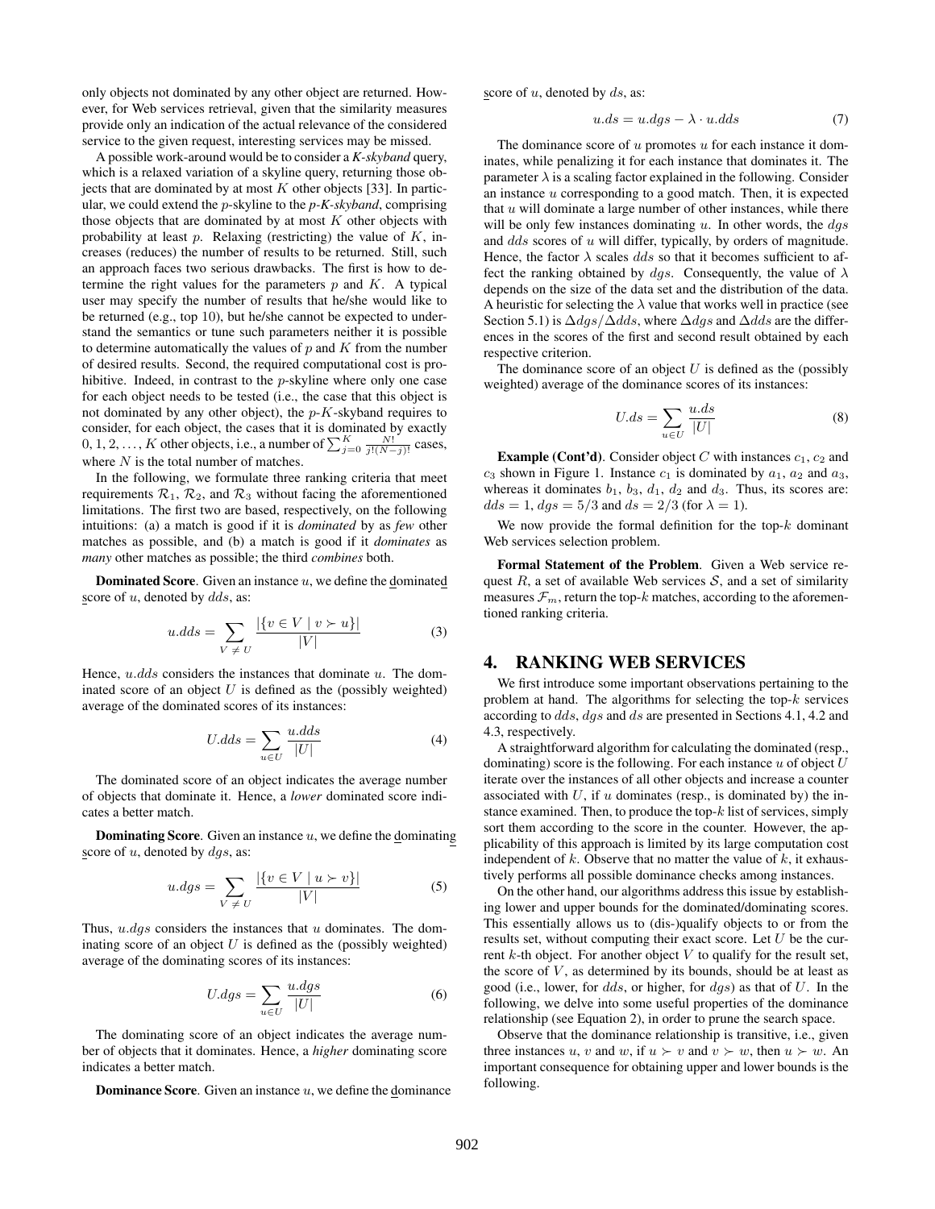only objects not dominated by any other object are returned. However, for Web services retrieval, given that the similarity measures provide only an indication of the actual relevance of the considered service to the given request, interesting services may be missed.

A possible work-around would be to consider a *K-skyband* query, which is a relaxed variation of a skyline query, returning those objects that are dominated by at most $K$ other objects [33]. In particular, we could extend the $p$-skyline to the *$p$-$K$-skyband*, comprising those objects that are dominated by at most $K$ other objects with probability at least $p$. Relaxing (restricting) the value of $K$, increases (reduces) the number of results to be returned. Still, such an approach faces two serious drawbacks. The first is how to determine the right values for the parameters $p$ and $K$. A typical user may specify the number of results that he/she would like to be returned (e.g., top 10), but he/she cannot be expected to understand the semantics or tune such parameters neither it is possible to determine automatically the values of $p$ and $K$ from the number of desired results. Second, the required computational cost is prohibitive. Indeed, in contrast to the $p$-skyline where only one case for each object needs to be tested (i.e., the case that this object is not dominated by any other object), the $p$-$K$-skyband requires to consider, for each object, the cases that it is dominated by exactly $0, 1, 2, \ldots, K$ other objects, i.e., a number of $\sum_{j=0}^{K} \frac{N!}{j!(N-j)!}$ cases, where $N$ is the total number of matches.

In the following, we formulate three ranking criteria that meet requirements $\mathcal{R}_1$, $\mathcal{R}_2$, and $\mathcal{R}_3$ without facing the aforementioned limitations. The first two are based, respectively, on the following intuitions: (a) a match is good if it is *dominated* by as *few* other matches as possible, and (b) a match is good if it *dominates* as *many* other matches as possible; the third *combines* both.

**Dominated Score**. Given an instance $u$, we define the dominated score of $u$, denoted by $dds$, as:

$$u.dds = \sum_{V \neq U} \frac{|\{v \in V \mid v \succ u\}|}{|V|} \tag{3}$$

Hence, $u.dds$ considers the instances that dominate $u$. The dominated score of an object $U$ is defined as the (possibly weighted) average of the dominated scores of its instances:

$$U.dds = \sum_{u \in U} \frac{u.dds}{|U|} \tag{4}$$

The dominated score of an object indicates the average number of objects that dominate it. Hence, a *lower* dominated score indicates a better match.

**Dominating Score**. Given an instance $u$, we define the dominating score of $u$, denoted by $dgs$, as:

$$u.dgs = \sum_{V \neq U} \frac{|\{v \in V \mid u \succ v\}|}{|V|} \tag{5}$$

Thus, $u.dgs$ considers the instances that $u$ dominates. The dominating score of an object $U$ is defined as the (possibly weighted) average of the dominating scores of its instances:

$$U.dgs = \sum_{u \in U} \frac{u.dgs}{|U|} \tag{6}$$

The dominating score of an object indicates the average number of objects that it dominates. Hence, a *higher* dominating score indicates a better match.

**Dominance Score**. Given an instance $u$, we define the dominance score of $u$, denoted by $ds$, as:

$$u.ds = u.dgs - \lambda \cdot u.dds \tag{7}$$

The dominance score of $u$ promotes $u$ for each instance it dominates, while penalizing it for each instance that dominates it. The parameter $\lambda$ is a scaling factor explained in the following. Consider an instance $u$ corresponding to a good match. Then, it is expected that $u$ will dominate a large number of other instances, while there will be only few instances dominating $u$. In other words, the $dgs$ and $dds$ scores of $u$ will differ, typically, by orders of magnitude. Hence, the factor $\lambda$ scales $dds$ so that it becomes sufficient to affect the ranking obtained by $dgs$. Consequently, the value of $\lambda$ depends on the size of the data set and the distribution of the data. A heuristic for selecting the $\lambda$ value that works well in practice (see Section 5.1) is $\Delta dgs/\Delta dds$, where $\Delta dgs$ and $\Delta dds$ are the differences in the scores of the first and second result obtained by each respective criterion.

The dominance score of an object $U$ is defined as the (possibly weighted) average of the dominance scores of its instances:

$$U.ds = \sum_{u \in U} \frac{u.ds}{|U|} \tag{8}$$

**Example (Cont'd)**. Consider object $C$ with instances $c_1$, $c_2$ and $c_3$ shown in Figure 1. Instance $c_1$ is dominated by $a_1$, $a_2$ and $a_3$, whereas it dominates $b_1$, $b_3$, $d_1$, $d_2$ and $d_3$. Thus, its scores are: $dds = 1$, $dgs = 5/3$ and $ds = 2/3$ (for $\lambda = 1$).

We now provide the formal definition for the top-$k$ dominant Web services selection problem.

**Formal Statement of the Problem**. Given a Web service request $R$, a set of available Web services $\mathcal{S}$, and a set of similarity measures $\mathcal{F}_m$, return the top-$k$ matches, according to the aforementioned ranking criteria.

# 4. RANKING WEB SERVICES

We first introduce some important observations pertaining to the problem at hand. The algorithms for selecting the top-$k$ services according to $dds$, $dgs$ and $ds$ are presented in Sections 4.1, 4.2 and 4.3, respectively.

A straightforward algorithm for calculating the dominated (resp., dominating) score is the following. For each instance $u$ of object $U$ iterate over the instances of all other objects and increase a counter associated with $U$, if $u$ dominates (resp., is dominated by) the instance examined. Then, to produce the top-$k$ list of services, simply sort them according to the score in the counter. However, the applicability of this approach is limited by its large computation cost independent of $k$. Observe that no matter the value of $k$, it exhaustively performs all possible dominance checks among instances.

On the other hand, our algorithms address this issue by establishing lower and upper bounds for the dominated/dominating scores. This essentially allows us to (dis-)qualify objects to or from the results set, without computing their exact score. Let $U$ be the current $k$-th object. For another object $V$ to qualify for the result set, the score of $V$, as determined by its bounds, should be at least as good (i.e., lower, for $dds$, or higher, for $dgs$) as that of $U$. In the following, we delve into some useful properties of the dominance relationship (see Equation 2), in order to prune the search space.

Observe that the dominance relationship is transitive, i.e., given three instances $u$, $v$ and $w$, if $u \succ v$ and $v \succ w$, then $u \succ w$. An important consequence for obtaining upper and lower bounds is the following.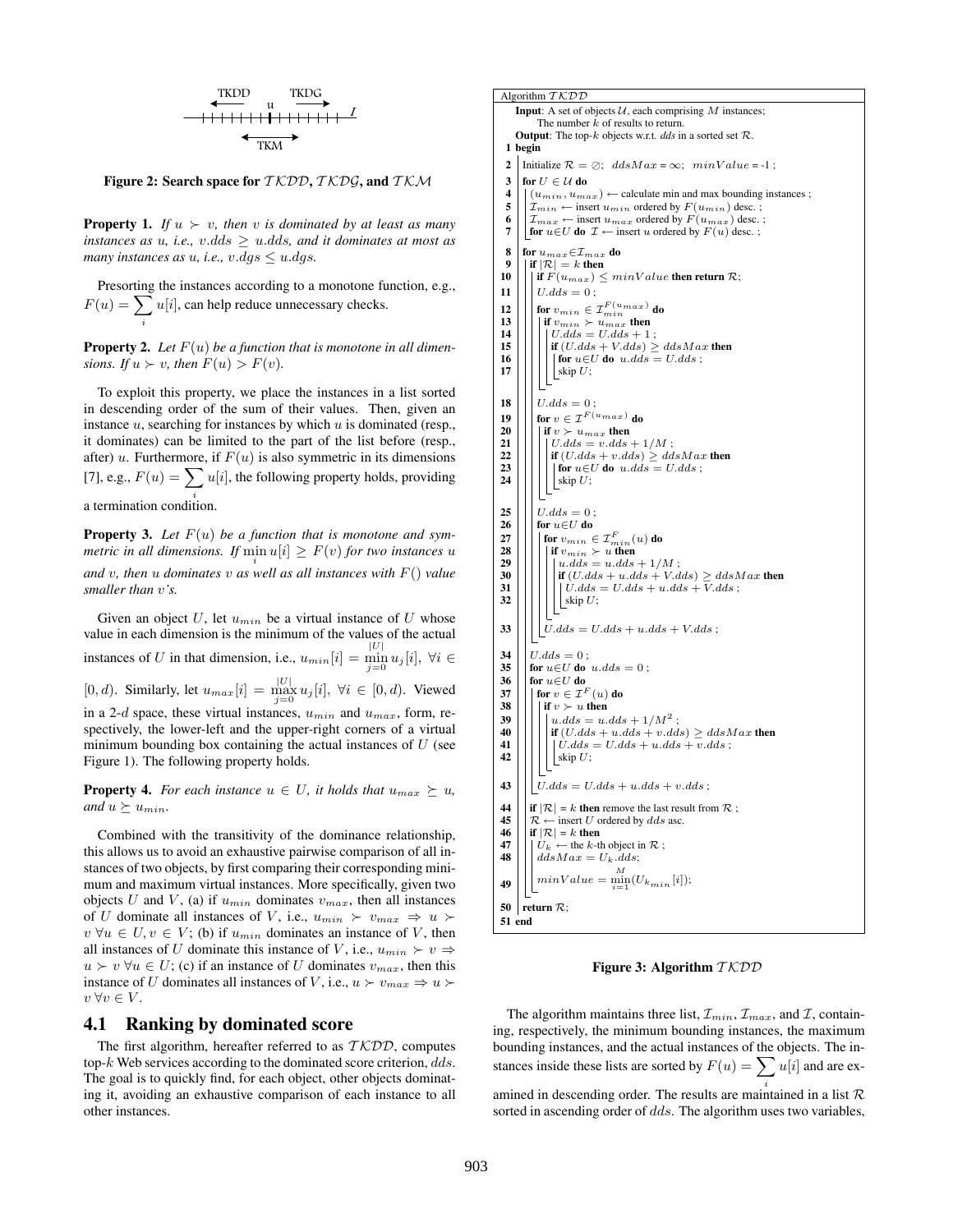TKDD    u    TKDG

TKM

**Figure 2: Search space for $\mathcal{TKDD}$, $\mathcal{TKDG}$, and $\mathcal{TKM}$**

**Property 1.** *If $u \succ v$, then $v$ is dominated by at least as many instances as $u$, i.e., $v.dds \geq u.dds$, and it dominates at most as many instances as $u$, i.e., $v.dgs \leq u.dgs$.*

Presorting the instances according to a monotone function, e.g., $F(u) = \sum_i u[i]$, can help reduce unnecessary checks.

**Property 2.** *Let $F(u)$ be a function that is monotone in all dimensions. If $u \succ v$, then $F(u) > F(v)$.*

To exploit this property, we place the instances in a list sorted in descending order of the sum of their values. Then, given an instance $u$, searching for instances by which $u$ is dominated (resp., it dominates) can be limited to the part of the list before (resp., after) $u$. Furthermore, if $F(u)$ is also symmetric in its dimensions [7], e.g., $F(u) = \sum_i u[i]$, the following property holds, providing a termination condition.

**Property 3.** *Let $F(u)$ be a function that is monotone and symmetric in all dimensions. If $\min_i u[i] \geq F(v)$ for two instances $u$ and $v$, then $u$ dominates $v$ as well as all instances with $F()$ value smaller than $v$'s.*

Given an object $U$, let $u_{min}$ be a virtual instance of $U$ whose value in each dimension is the minimum of the values of the actual instances of $U$ in that dimension, i.e., $u_{min}[i] = \min_{j=0}^{|U|} u_j[i], \ \forall i \in [0, d)$. Similarly, let $u_{max}[i] = \max_{j=0}^{|U|} u_j[i], \ \forall i \in [0, d)$. Viewed in a 2-$d$ space, these virtual instances, $u_{min}$ and $u_{max}$, form, respectively, the lower-left and the upper-right corners of a virtual minimum bounding box containing the actual instances of $U$ (see Figure 1). The following property holds.

**Property 4.** *For each instance $u \in U$, it holds that $u_{max} \succeq u$, and $u \succeq u_{min}$.*

Combined with the transitivity of the dominance relationship, this allows us to avoid an exhaustive pairwise comparison of all instances of two objects, by first comparing their corresponding minimum and maximum virtual instances. More specifically, given two objects $U$ and $V$, (a) if $u_{min}$ dominates $v_{max}$, then all instances of $U$ dominate all instances of $V$, i.e., $u_{min} \succ v_{max} \Rightarrow u \succ v \ \forall u \in U, v \in V$; (b) if $u_{min}$ dominates an instance of $V$, then all instances of $U$ dominate this instance of $V$, i.e., $u_{min} \succ v \Rightarrow u \succ v \ \forall u \in U$; (c) if an instance of $U$ dominates $v_{max}$, then this instance of $U$ dominates all instances of $V$, i.e., $u \succ v_{max} \Rightarrow u \succ v \ \forall v \in V$.

## 4.1 Ranking by dominated score

The first algorithm, hereafter referred to as $\mathcal{TKDD}$, computes top-$k$ Web services according to the dominated score criterion, $dds$. The goal is to quickly find, for each object, other objects dominating it, avoiding an exhaustive comparison of each instance to all other instances.

```
Algorithm TKDD
  Input: A set of objects 𝒰, each comprising M instances;
         The number k of results to return.
  Output: The top-k objects w.r.t. dds in a sorted set ℛ.
 1 begin
 2   Initialize ℛ = ∅;  ddsMax = ∞;  minValue = -1 ;
 3   for U ∈ 𝒰 do
 4     (u_min, u_max) ← calculate min and max bounding instances ;
 5     ℐ_min ← insert u_min ordered by F(u_min) desc. ;
 6     ℐ_max ← insert u_max ordered by F(u_max) desc. ;
 7     for u∈U do ℐ ← insert u ordered by F(u) desc. ;
 8   for u_max∈ℐ_max do
 9     if |ℛ| = k then
10       if F(u_max) ≤ minValue then return ℛ;
11     U.dds = 0 ;
12     for v_min ∈ ℐ_min^{F(u_max)} do
13       if v_min ≻ u_max then
14         U.dds = U.dds + 1 ;
15         if (U.dds + V.dds) ≥ ddsMax then
16           for u∈U do u.dds = U.dds ;
17           skip U;
18     U.dds = 0 ;
19     for v ∈ ℐ^{F(u_max)} do
20       if v ≻ u_max then
21         U.dds = v.dds + 1/M ;
22         if (U.dds + v.dds) ≥ ddsMax then
23           for u∈U do u.dds = U.dds ;
24           skip U;
25     U.dds = 0 ;
26     for u∈U do
27       for v_min ∈ ℐ_min^F(u) do
28         if v_min ≻ u then
29           u.dds = u.dds + 1/M ;
30           if (U.dds + u.dds + V.dds) ≥ ddsMax then
31             U.dds = U.dds + u.dds + V.dds ;
32             skip U;
33       U.dds = U.dds + u.dds + V.dds ;
34     U.dds = 0 ;
35     for u∈U do u.dds = 0 ;
36     for u∈U do
37       for v ∈ ℐ^F(u) do
38         if v ≻ u then
39           u.dds = u.dds + 1/M^2 ;
40           if (U.dds + u.dds + v.dds) ≥ ddsMax then
41             U.dds = U.dds + u.dds + v.dds ;
42             skip U;
43       U.dds = U.dds + u.dds + v.dds ;
44     if |ℛ| = k then remove the last result from ℛ ;
45     ℛ ← insert U ordered by dds asc.
46     if |ℛ| = k then
47       U_k ← the k-th object in ℛ ;
48       ddsMax = U_k.dds;
49       minValue = min_{i=1}^{M}(U_{k_min}[i]);
50   return ℛ;
51 end
```

**Figure 3: Algorithm $\mathcal{TKDD}$**

The algorithm maintains three list, $\mathcal{I}_{min}$, $\mathcal{I}_{max}$, and $\mathcal{I}$, containing, respectively, the minimum bounding instances, the maximum bounding instances, and the actual instances of the objects. The instances inside these lists are sorted by $F(u) = \sum_i u[i]$ and are examined in descending order. The results are maintained in a list $\mathcal{R}$ sorted in ascending order of $dds$. The algorithm uses two variables,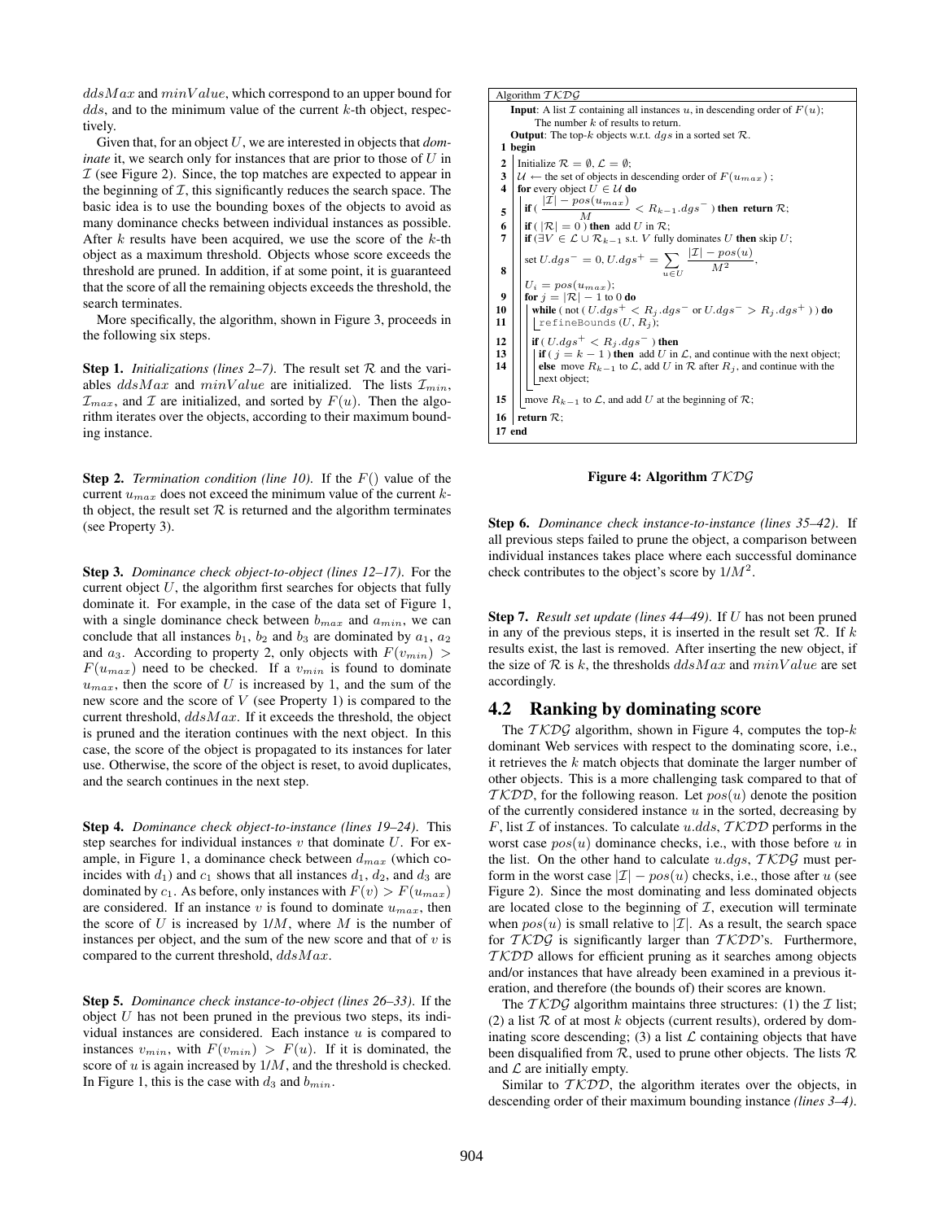$ddsMax$ and $minValue$, which correspond to an upper bound for $dds$, and to the minimum value of the current $k$-th object, respectively.

Given that, for an object $U$, we are interested in objects that *dominate* it, we search only for instances that are prior to those of $U$ in $\mathcal{I}$ (see Figure 2). Since, the top matches are expected to appear in the beginning of $\mathcal{I}$, this significantly reduces the search space. The basic idea is to use the bounding boxes of the objects to avoid as many dominance checks between individual instances as possible. After $k$ results have been acquired, we use the score of the $k$-th object as a maximum threshold. Objects whose score exceeds the threshold are pruned. In addition, if at some point, it is guaranteed that the score of all the remaining objects exceeds the threshold, the search terminates.

More specifically, the algorithm, shown in Figure 3, proceeds in the following six steps.

**Step 1.** *Initializations (lines 2–7).* The result set $\mathcal{R}$ and the variables $ddsMax$ and $minValue$ are initialized. The lists $\mathcal{I}_{min}$, $\mathcal{I}_{max}$, and $\mathcal{I}$ are initialized, and sorted by $F(u)$. Then the algorithm iterates over the objects, according to their maximum bounding instance.

**Step 2.** *Termination condition (line 10).* If the $F()$ value of the current $u_{max}$ does not exceed the minimum value of the current $k$-th object, the result set $\mathcal{R}$ is returned and the algorithm terminates (see Property 3).

**Step 3.** *Dominance check object-to-object (lines 12–17).* For the current object $U$, the algorithm first searches for objects that fully dominate it. For example, in the case of the data set of Figure 1, with a single dominance check between $b_{max}$ and $a_{min}$, we can conclude that all instances $b_1$, $b_2$ and $b_3$ are dominated by $a_1$, $a_2$ and $a_3$. According to property 2, only objects with $F(v_{min}) > F(u_{max})$ need to be checked. If a $v_{min}$ is found to dominate $u_{max}$, then the score of $U$ is increased by 1, and the sum of the new score and the score of $V$ (see Property 1) is compared to the current threshold, $ddsMax$. If it exceeds the threshold, the object is pruned and the iteration continues with the next object. In this case, the score of the object is propagated to its instances for later use. Otherwise, the score of the object is reset, to avoid duplicates, and the search continues in the next step.

**Step 4.** *Dominance check object-to-instance (lines 19–24).* This step searches for individual instances $v$ that dominate $U$. For example, in Figure 1, a dominance check between $d_{max}$ (which coincides with $d_1$) and $c_1$ shows that all instances $d_1$, $d_2$, and $d_3$ are dominated by $c_1$. As before, only instances with $F(v) > F(u_{max})$ are considered. If an instance $v$ is found to dominate $u_{max}$, then the score of $U$ is increased by $1/M$, where $M$ is the number of instances per object, and the sum of the new score and that of $v$ is compared to the current threshold, $ddsMax$.

**Step 5.** *Dominance check instance-to-object (lines 26–33).* If the object $U$ has not been pruned in the previous two steps, its individual instances are considered. Each instance $u$ is compared to instances $v_{min}$, with $F(v_{min}) > F(u)$. If it is dominated, the score of $u$ is again increased by $1/M$, and the threshold is checked. In Figure 1, this is the case with $d_3$ and $b_{min}$.

```
Algorithm TKDG
  Input: A list I containing all instances u, in descending order of F(u);
         The number k of results to return.
  Output: The top-k objects w.r.t. dgs in a sorted set R.
 1 begin
 2   Initialize R = ∅, L = ∅;
 3   U ← the set of objects in descending order of F(u_max) ;
 4   for every object U ∈ U do
 5     if ( (|I| − pos(u_max)) / M < R_{k−1}.dgs^− ) then return R;
 6     if ( |R| = 0 ) then add U in R;
 7     if (∃V ∈ L ∪ R_{k−1} s.t. V fully dominates U then skip U;
 8     set U.dgs^− = 0, U.dgs^+ = Σ_{u∈U} (|I| − pos(u)) / M^2,
       U_i = pos(u_max);
 9     for j = |R| − 1 to 0 do
10       while ( not ( U.dgs^+ < R_j.dgs^− or U.dgs^− > R_j.dgs^+ ) ) do
11         refineBounds (U, R_j);
12       if ( U.dgs^+ < R_j.dgs^− ) then
13         if ( j = k − 1 ) then add U in L, and continue with the next object;
14         else move R_{k−1} to L, add U in R after R_j, and continue with the
           next object;
15     move R_{k−1} to L, and add U at the beginning of R;
16   return R;
17 end
```

**Figure 4: Algorithm $\mathcal{TKDG}$**

**Step 6.** *Dominance check instance-to-instance (lines 35–42).* If all previous steps failed to prune the object, a comparison between individual instances takes place where each successful dominance check contributes to the object's score by $1/M^2$.

**Step 7.** *Result set update (lines 44–49).* If $U$ has not been pruned in any of the previous steps, it is inserted in the result set $\mathcal{R}$. If $k$ results exist, the last is removed. After inserting the new object, if the size of $\mathcal{R}$ is $k$, the thresholds $ddsMax$ and $minValue$ are set accordingly.

## 4.2 Ranking by dominating score

The $\mathcal{TKDG}$ algorithm, shown in Figure 4, computes the top-$k$ dominant Web services with respect to the dominating score, i.e., it retrieves the $k$ match objects that dominate the larger number of other objects. This is a more challenging task compared to that of $\mathcal{TKDD}$, for the following reason. Let $pos(u)$ denote the position of the currently considered instance $u$ in the sorted, decreasing by $F$, list $\mathcal{I}$ of instances. To calculate $u.dds$, $\mathcal{TKDD}$ performs in the worst case $pos(u)$ dominance checks, i.e., with those before $u$ in the list. On the other hand to calculate $u.dgs$, $\mathcal{TKDG}$ must perform in the worst case $|\mathcal{I}| - pos(u)$ checks, i.e., those after $u$ (see Figure 2). Since the most dominating and less dominated objects are located close to the beginning of $\mathcal{I}$, execution will terminate when $pos(u)$ is small relative to $|\mathcal{I}|$. As a result, the search space for $\mathcal{TKDG}$ is significantly larger than $\mathcal{TKDD}$'s. Furthermore, $\mathcal{TKDD}$ allows for efficient pruning as it searches among objects and/or instances that have already been examined in a previous iteration, and therefore (the bounds of) their scores are known.

The $\mathcal{TKDG}$ algorithm maintains three structures: (1) the $\mathcal{I}$ list; (2) a list $\mathcal{R}$ of at most $k$ objects (current results), ordered by dominating score descending; (3) a list $\mathcal{L}$ containing objects that have been disqualified from $\mathcal{R}$, used to prune other objects. The lists $\mathcal{R}$ and $\mathcal{L}$ are initially empty.

Similar to $\mathcal{TKDD}$, the algorithm iterates over the objects, in descending order of their maximum bounding instance *(lines 3–4)*.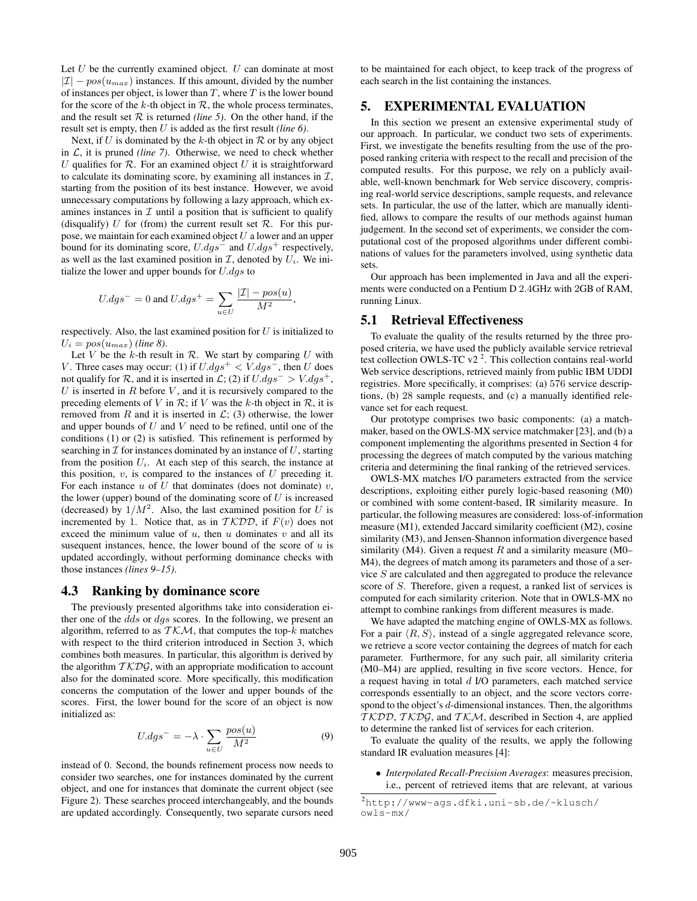Let $U$ be the currently examined object. $U$ can dominate at most $|\mathcal{I}| - pos(u_{max})$ instances. If this amount, divided by the number of instances per object, is lower than $T$, where $T$ is the lower bound for the score of the $k$-th object in $\mathcal{R}$, the whole process terminates, and the result set $\mathcal{R}$ is returned *(line 5)*. On the other hand, if the result set is empty, then $U$ is added as the first result *(line 6)*.

Next, if $U$ is dominated by the $k$-th object in $\mathcal{R}$ or by any object in $\mathcal{L}$, it is pruned *(line 7)*. Otherwise, we need to check whether $U$ qualifies for $\mathcal{R}$. For an examined object $U$ it is straightforward to calculate its dominating score, by examining all instances in $\mathcal{I}$, starting from the position of its best instance. However, we avoid unnecessary computations by following a lazy approach, which examines instances in $\mathcal{I}$ until a position that is sufficient to qualify (disqualify) $U$ for (from) the current result set $\mathcal{R}$. For this purpose, we maintain for each examined object $U$ a lower and an upper bound for its dominating score, $U.dgs^-$ and $U.dgs^+$ respectively, as well as the last examined position in $\mathcal{I}$, denoted by $U_i$. We initialize the lower and upper bounds for $U.dgs$ to

$$U.dgs^- = 0 \text{ and } U.dgs^+ = \sum_{u \in U} \frac{|\mathcal{I}| - pos(u)}{M^2},$$

respectively. Also, the last examined position for $U$ is initialized to $U_i = pos(u_{max})$ *(line 8)*.

Let $V$ be the $k$-th result in $\mathcal{R}$. We start by comparing $U$ with $V$. Three cases may occur: (1) if $U.dgs^+ < V.dgs^-$, then $U$ does not qualify for $\mathcal{R}$, and it is inserted in $\mathcal{L}$; (2) if $U.dgs^- > V.dgs^+$, $U$ is inserted in $R$ before $V$, and it is recursively compared to the preceding elements of $V$ in $\mathcal{R}$; if $V$ was the $k$-th object in $\mathcal{R}$, it is removed from $R$ and it is inserted in $\mathcal{L}$; (3) otherwise, the lower and upper bounds of $U$ and $V$ need to be refined, until one of the conditions (1) or (2) is satisfied. This refinement is performed by searching in $\mathcal{I}$ for instances dominated by an instance of $U$, starting from the position $U_i$. At each step of this search, the instance at this position, $v$, is compared to the instances of $U$ preceding it. For each instance $u$ of $U$ that dominates (does not dominate) $v$, the lower (upper) bound of the dominating score of $U$ is increased (decreased) by $1/M^2$. Also, the last examined position for $U$ is incremented by 1. Notice that, as in $\mathcal{TKDD}$, if $F(v)$ does not exceed the minimum value of $u$, then $u$ dominates $v$ and all its susequent instances, hence, the lower bound of the score of $u$ is updated accordingly, without performing dominance checks with those instances *(lines 9–15)*.

### 4.3 Ranking by dominance score

The previously presented algorithms take into consideration either one of the $dds$ or $dgs$ scores. In the following, we present an algorithm, referred to as $\mathcal{TKM}$, that computes the top-$k$ matches with respect to the third criterion introduced in Section 3, which combines both measures. In particular, this algorithm is derived by the algorithm $\mathcal{TKDG}$, with an appropriate modification to account also for the dominated score. More specifically, this modification concerns the computation of the lower and upper bounds of the scores. First, the lower bound for the score of an object is now initialized as:

$$U.dgs^- = -\lambda \cdot \sum_{u \in U} \frac{pos(u)}{M^2} \tag{9}$$

instead of 0. Second, the bounds refinement process now needs to consider two searches, one for instances dominated by the current object, and one for instances that dominate the current object (see Figure 2). These searches proceed interchangeably, and the bounds are updated accordingly. Consequently, two separate cursors need to be maintained for each object, to keep track of the progress of each search in the list containing the instances.

## 5. EXPERIMENTAL EVALUATION

In this section we present an extensive experimental study of our approach. In particular, we conduct two sets of experiments. First, we investigate the benefits resulting from the use of the proposed ranking criteria with respect to the recall and precision of the computed results. For this purpose, we rely on a publicly available, well-known benchmark for Web service discovery, comprising real-world service descriptions, sample requests, and relevance sets. In particular, the use of the latter, which are manually identified, allows to compare the results of our methods against human judgement. In the second set of experiments, we consider the computational cost of the proposed algorithms under different combinations of values for the parameters involved, using synthetic data sets.

Our approach has been implemented in Java and all the experiments were conducted on a Pentium D 2.4GHz with 2GB of RAM, running Linux.

### 5.1 Retrieval Effectiveness

To evaluate the quality of the results returned by the three proposed criteria, we have used the publicly available service retrieval test collection OWLS-TC v2 [2]. This collection contains real-world Web service descriptions, retrieved mainly from public IBM UDDI registries. More specifically, it comprises: (a) 576 service descriptions, (b) 28 sample requests, and (c) a manually identified relevance set for each request.

Our prototype comprises two basic components: (a) a matchmaker, based on the OWLS-MX service matchmaker [23], and (b) a component implementing the algorithms presented in Section 4 for processing the degrees of match computed by the various matching criteria and determining the final ranking of the retrieved services.

OWLS-MX matches I/O parameters extracted from the service descriptions, exploiting either purely logic-based reasoning (M0) or combined with some content-based, IR similarity measure. In particular, the following measures are considered: loss-of-information measure (M1), extended Jaccard similarity coefficient (M2), cosine similarity (M3), and Jensen-Shannon information divergence based similarity (M4). Given a request $R$ and a similarity measure (M0–M4), the degrees of match among its parameters and those of a service $S$ are calculated and then aggregated to produce the relevance score of $S$. Therefore, given a request, a ranked list of services is computed for each similarity criterion. Note that in OWLS-MX no attempt to combine rankings from different measures is made.

We have adapted the matching engine of OWLS-MX as follows. For a pair $\langle R, S \rangle$, instead of a single aggregated relevance score, we retrieve a score vector containing the degrees of match for each parameter. Furthermore, for any such pair, all similarity criteria (M0–M4) are applied, resulting in five score vectors. Hence, for a request having in total $d$ I/O parameters, each matched service corresponds essentially to an object, and the score vectors correspond to the object's $d$-dimensional instances. Then, the algorithms $\mathcal{TKDD}$, $\mathcal{TKDG}$, and $\mathcal{TKM}$, described in Section 4, are applied to determine the ranked list of services for each criterion.

To evaluate the quality of the results, we apply the following standard IR evaluation measures [4]:

- *Interpolated Recall-Precision Averages*: measures precision, i.e., percent of retrieved items that are relevant, at various

[2] http://www-ags.dfki.uni-sb.de/~klusch/owls-mx/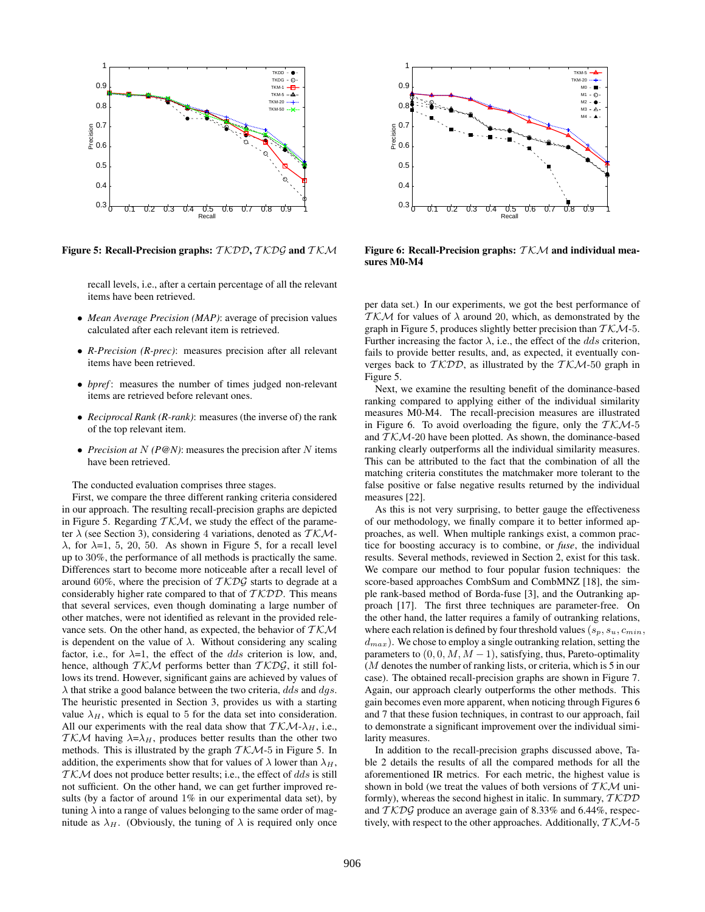Figure 5: Recall-Precision graphs: $\mathcal{TKDD}$, $\mathcal{TKDG}$ and $\mathcal{TKM}$

Figure 6: Recall-Precision graphs: $\mathcal{TKM}$ and individual measures M0-M4

recall levels, i.e., after a certain percentage of all the relevant items have been retrieved.

- *Mean Average Precision (MAP)*: average of precision values calculated after each relevant item is retrieved.
- *R-Precision (R-prec)*: measures precision after all relevant items have been retrieved.
- *bpref*: measures the number of times judged non-relevant items are retrieved before relevant ones.
- *Reciprocal Rank (R-rank)*: measures (the inverse of) the rank of the top relevant item.
- *Precision at $N$ (P@N)*: measures the precision after $N$ items have been retrieved.

The conducted evaluation comprises three stages.

First, we compare the three different ranking criteria considered in our approach. The resulting recall-precision graphs are depicted in Figure 5. Regarding $\mathcal{TKM}$, we study the effect of the parameter $\lambda$ (see Section 3), considering 4 variations, denoted as $\mathcal{TKM}$-$\lambda$, for $\lambda$=1, 5, 20, 50. As shown in Figure 5, for a recall level up to 30%, the performance of all methods is practically the same. Differences start to become more noticeable after a recall level of around 60%, where the precision of $\mathcal{TKDG}$ starts to degrade at a considerably higher rate compared to that of $\mathcal{TKDD}$. This means that several services, even though dominating a large number of other matches, were not identified as relevant in the provided relevance sets. On the other hand, as expected, the behavior of $\mathcal{TKM}$ is dependent on the value of $\lambda$. Without considering any scaling factor, i.e., for $\lambda$=1, the effect of the $dds$ criterion is low, and, hence, although $\mathcal{TKM}$ performs better than $\mathcal{TKDG}$, it still follows its trend. However, significant gains are achieved by values of $\lambda$ that strike a good balance between the two criteria, $dds$ and $dgs$. The heuristic presented in Section 3, provides us with a starting value $\lambda_H$, which is equal to 5 for the data set into consideration. All our experiments with the real data show that $\mathcal{TKM}$-$\lambda_H$, i.e., $\mathcal{TKM}$ having $\lambda$=$\lambda_H$, produces better results than the other two methods. This is illustrated by the graph $\mathcal{TKM}$-5 in Figure 5. In addition, the experiments show that for values of $\lambda$ lower than $\lambda_H$, $\mathcal{TKM}$ does not produce better results; i.e., the effect of $dds$ is still not sufficient. On the other hand, we can get further improved results (by a factor of around 1% in our experimental data set), by tuning $\lambda$ into a range of values belonging to the same order of magnitude as $\lambda_H$. (Obviously, the tuning of $\lambda$ is required only once per data set.) In our experiments, we got the best performance of $\mathcal{TKM}$ for values of $\lambda$ around 20, which, as demonstrated by the graph in Figure 5, produces slightly better precision than $\mathcal{TKM}$-5. Further increasing the factor $\lambda$, i.e., the effect of the $dds$ criterion, fails to provide better results, and, as expected, it eventually converges back to $\mathcal{TKDD}$, as illustrated by the $\mathcal{TKM}$-50 graph in Figure 5.

Next, we examine the resulting benefit of the dominance-based ranking compared to applying either of the individual similarity measures M0-M4. The recall-precision measures are illustrated in Figure 6. To avoid overloading the figure, only the $\mathcal{TKM}$-5 and $\mathcal{TKM}$-20 have been plotted. As shown, the dominance-based ranking clearly outperforms all the individual similarity measures. This can be attributed to the fact that the combination of all the matching criteria constitutes the matchmaker more tolerant to the false positive or false negative results returned by the individual measures [22].

As this is not very surprising, to better gauge the effectiveness of our methodology, we finally compare it to better informed approaches, as well. When multiple rankings exist, a common practice for boosting accuracy is to combine, or *fuse*, the individual results. Several methods, reviewed in Section 2, exist for this task. We compare our method to four popular fusion techniques: the score-based approaches CombSum and CombMNZ [18], the simple rank-based method of Borda-fuse [3], and the Outranking approach [17]. The first three techniques are parameter-free. On the other hand, the latter requires a family of outranking relations, where each relation is defined by four threshold values ($s_p$, $s_u$, $c_{min}$, $d_{max}$). We chose to employ a single outranking relation, setting the parameters to $(0, 0, M, M-1)$, satisfying, thus, Pareto-optimality ($M$ denotes the number of ranking lists, or criteria, which is 5 in our case). The obtained recall-precision graphs are shown in Figure 7. Again, our approach clearly outperforms the other methods. This gain becomes even more apparent, when noticing through Figures 6 and 7 that these fusion techniques, in contrast to our approach, fail to demonstrate a significant improvement over the individual similarity measures.

In addition to the recall-precision graphs discussed above, Table 2 details the results of all the compared methods for all the aforementioned IR metrics. For each metric, the highest value is shown in bold (we treat the values of both versions of $\mathcal{TKM}$ uniformly), whereas the second highest in italic. In summary, $\mathcal{TKDD}$ and $\mathcal{TKDG}$ produce an average gain of 8.33% and 6.44%, respectively, with respect to the other approaches. Additionally, $\mathcal{TKM}$-5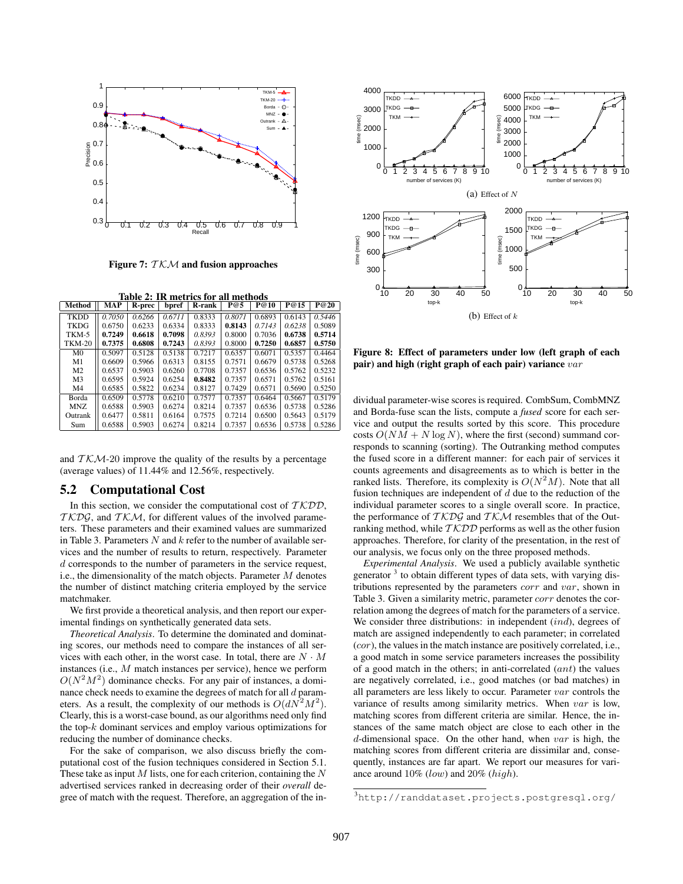Figure 7: $\mathcal{TKM}$ and fusion approaches

Table 2: IR metrics for all methods

| Method | MAP | R-prec | bpref | R-rank | P@5 | P@10 | P@15 | P@20 |
|---|---|---|---|---|---|---|---|---|
| TKDD | *0.7050* | *0.6266* | *0.6711* | 0.8333 | *0.8071* | 0.6893 | 0.6143 | *0.5446* |
| TKDG | 0.6750 | 0.6233 | 0.6334 | 0.8333 | **0.8143** | *0.7143* | *0.6238* | 0.5089 |
| TKM-5 | **0.7249** | **0.6618** | **0.7098** | *0.8393* | 0.8000 | 0.7036 | **0.6738** | **0.5714** |
| TKM-20 | **0.7375** | **0.6808** | **0.7243** | *0.8393* | 0.8000 | **0.7250** | **0.6857** | **0.5750** |
| M0 | 0.5097 | 0.5128 | 0.5138 | 0.7217 | 0.6357 | 0.6071 | 0.5357 | 0.4464 |
| M1 | 0.6609 | 0.5966 | 0.6313 | 0.8155 | 0.7571 | 0.6679 | 0.5738 | 0.5268 |
| M2 | 0.6537 | 0.5903 | 0.6260 | 0.7708 | 0.7357 | 0.6536 | 0.5762 | 0.5232 |
| M3 | 0.6595 | 0.5924 | 0.6254 | **0.8482** | 0.7357 | 0.6571 | 0.5762 | 0.5161 |
| M4 | 0.6585 | 0.5822 | 0.6234 | 0.8127 | 0.7429 | 0.6571 | 0.5690 | 0.5250 |
| Borda | 0.6509 | 0.5778 | 0.6210 | 0.7577 | 0.7357 | 0.6464 | 0.5667 | 0.5179 |
| MNZ | 0.6588 | 0.5903 | 0.6274 | 0.8214 | 0.7357 | 0.6536 | 0.5738 | 0.5286 |
| Outrank | 0.6477 | 0.5811 | 0.6164 | 0.7575 | 0.7214 | 0.6500 | 0.5643 | 0.5179 |
| Sum | 0.6588 | 0.5903 | 0.6274 | 0.8214 | 0.7357 | 0.6536 | 0.5738 | 0.5286 |

and $\mathcal{TKM}$-20 improve the quality of the results by a percentage (average values) of 11.44% and 12.56%, respectively.

## 5.2 Computational Cost

In this section, we consider the computational cost of $\mathcal{TKDD}$, $\mathcal{TKDG}$, and $\mathcal{TKM}$, for different values of the involved parameters. These parameters and their examined values are summarized in Table 3. Parameters $N$ and $k$ refer to the number of available services and the number of results to return, respectively. Parameter $d$ corresponds to the number of parameters in the service request, i.e., the dimensionality of the match objects. Parameter $M$ denotes the number of distinct matching criteria employed by the service matchmaker.

We first provide a theoretical analysis, and then report our experimental findings on synthetically generated data sets.

*Theoretical Analysis*. To determine the dominated and dominating scores, our methods need to compare the instances of all services with each other, in the worst case. In total, there are $N \cdot M$ instances (i.e., $M$ match instances per service), hence we perform $O(N^2M^2)$ dominance checks. For any pair of instances, a dominance check needs to examine the degrees of match for all $d$ parameters. As a result, the complexity of our methods is $O(dN^2M^2)$. Clearly, this is a worst-case bound, as our algorithms need only find the top-$k$ dominant services and employ various optimizations for reducing the number of dominance checks.

For the sake of comparison, we also discuss briefly the computational cost of the fusion techniques considered in Section 5.1. These take as input $M$ lists, one for each criterion, containing the $N$ advertised services ranked in decreasing order of their *overall* degree of match with the request. Therefore, an aggregation of the individual parameter-wise scores is required. CombSum, CombMNZ and Borda-fuse scan the lists, compute a *fused* score for each service and output the results sorted by this score. This procedure costs $O(NM + N \log N)$, where the first (second) summand corresponds to scanning (sorting). The Outranking method computes the fused score in a different manner: for each pair of services it counts agreements and disagreements as to which is better in the ranked lists. Therefore, its complexity is $O(N^2M)$. Note that all fusion techniques are independent of $d$ due to the reduction of the individual parameter scores to a single overall score. In practice, the performance of $\mathcal{TKDG}$ and $\mathcal{TKM}$ resembles that of the Outranking method, while $\mathcal{TKDD}$ performs as well as the other fusion approaches. Therefore, for clarity of the presentation, in the rest of our analysis, we focus only on the three proposed methods.

(a) Effect of $N$

(b) Effect of $k$

Figure 8: Effect of parameters under low (left graph of each pair) and high (right graph of each pair) variance $var$

*Experimental Analysis*. We used a publicly available synthetic generator [3] to obtain different types of data sets, with varying distributions represented by the parameters $corr$ and $var$, shown in Table 3. Given a similarity metric, parameter $corr$ denotes the correlation among the degrees of match for the parameters of a service. We consider three distributions: in independent ($ind$), degrees of match are assigned independently to each parameter; in correlated ($cor$), the values in the match instance are positively correlated, i.e., a good match in some service parameters increases the possibility of a good match in the others; in anti-correlated ($ant$) the values are negatively correlated, i.e., good matches (or bad matches) in all parameters are less likely to occur. Parameter $var$ controls the variance of results among similarity metrics. When $var$ is low, matching scores from different criteria are similar. Hence, the instances of the same match object are close to each other in the $d$-dimensional space. On the other hand, when $var$ is high, the matching scores from different criteria are dissimilar and, consequently, instances are far apart. We report our measures for variance around 10% ($low$) and 20% ($high$).

[3] http://randdataset.projects.postgresql.org/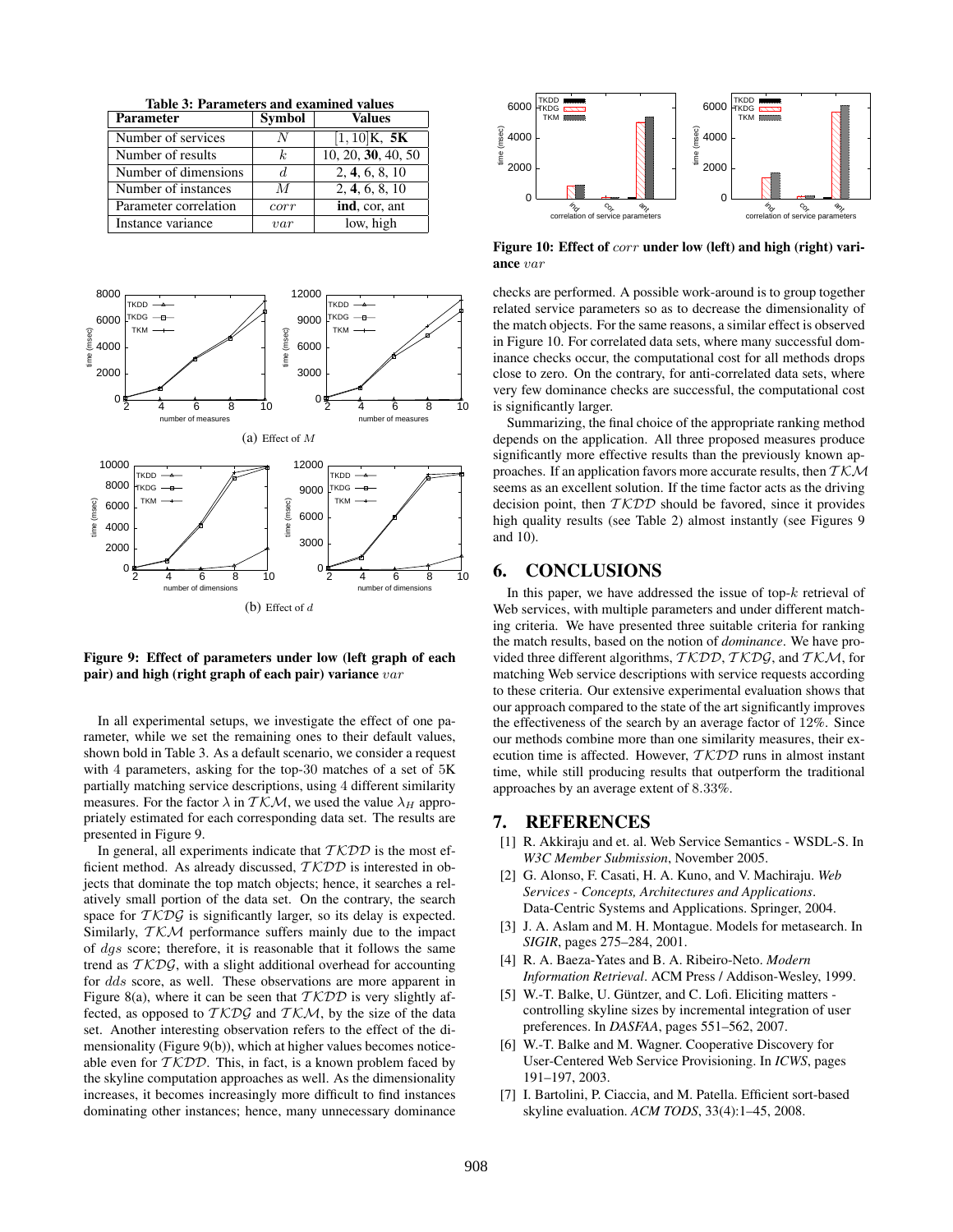**Table 3: Parameters and examined values**

| Parameter | Symbol | Values |
|---|---|---|
| Number of services | $N$ | $[1, 10]$K, **5K** |
| Number of results | $k$ | 10, 20, **30**, 40, 50 |
| Number of dimensions | $d$ | 2, **4**, 6, 8, 10 |
| Number of instances | $M$ | 2, **4**, 6, 8, 10 |
| Parameter correlation | $corr$ | **ind**, cor, ant |
| Instance variance | $var$ | low, high |

(a) Effect of $M$

(b) Effect of $d$

**Figure 9: Effect of parameters under low (left graph of each pair) and high (right graph of each pair) variance** $var$

In all experimental setups, we investigate the effect of one parameter, while we set the remaining ones to their default values, shown bold in Table 3. As a default scenario, we consider a request with 4 parameters, asking for the top-30 matches of a set of 5K partially matching service descriptions, using 4 different similarity measures. For the factor $\lambda$ in $\mathcal{TKM}$, we used the value $\lambda_H$ appropriately estimated for each corresponding data set. The results are presented in Figure 9.

In general, all experiments indicate that $\mathcal{TKDD}$ is the most efficient method. As already discussed, $\mathcal{TKDD}$ is interested in objects that dominate the top match objects; hence, it searches a relatively small portion of the data set. On the contrary, the search space for $\mathcal{TKDG}$ is significantly larger, so its delay is expected. Similarly, $\mathcal{TKM}$ performance suffers mainly due to the impact of $dgs$ score; therefore, it is reasonable that it follows the same trend as $\mathcal{TKDG}$, with a slight additional overhead for accounting for $dds$ score, as well. These observations are more apparent in Figure 8(a), where it can be seen that $\mathcal{TKDD}$ is very slightly affected, as opposed to $\mathcal{TKDG}$ and $\mathcal{TKM}$, by the size of the data set. Another interesting observation refers to the effect of the dimensionality (Figure 9(b)), which at higher values becomes noticeable even for $\mathcal{TKDD}$. This, in fact, is a known problem faced by the skyline computation approaches as well. As the dimensionality increases, it becomes increasingly more difficult to find instances dominating other instances; hence, many unnecessary dominance

**Figure 10: Effect of** $corr$ **under low (left) and high (right) variance** $var$

checks are performed. A possible work-around is to group together related service parameters so as to decrease the dimensionality of the match objects. For the same reasons, a similar effect is observed in Figure 10. For correlated data sets, where many successful dominance checks occur, the computational cost for all methods drops close to zero. On the contrary, for anti-correlated data sets, where very few dominance checks are successful, the computational cost is significantly larger.

Summarizing, the final choice of the appropriate ranking method depends on the application. All three proposed measures produce significantly more effective results than the previously known approaches. If an application favors more accurate results, then $\mathcal{TKM}$ seems as an excellent solution. If the time factor acts as the driving decision point, then $\mathcal{TKDD}$ should be favored, since it provides high quality results (see Table 2) almost instantly (see Figures 9 and 10).

# 6. CONCLUSIONS

In this paper, we have addressed the issue of top-$k$ retrieval of Web services, with multiple parameters and under different matching criteria. We have presented three suitable criteria for ranking the match results, based on the notion of *dominance*. We have provided three different algorithms, $\mathcal{TKDD}$, $\mathcal{TKDG}$, and $\mathcal{TKM}$, for matching Web service descriptions with service requests according to these criteria. Our extensive experimental evaluation shows that our approach compared to the state of the art significantly improves the effectiveness of the search by an average factor of 12%. Since our methods combine more than one similarity measures, their execution time is affected. However, $\mathcal{TKDD}$ runs in almost instant time, while still producing results that outperform the traditional approaches by an average extent of 8.33%.

# 7. REFERENCES

[1] R. Akkiraju and et. al. Web Service Semantics - WSDL-S. In *W3C Member Submission*, November 2005.

[2] G. Alonso, F. Casati, H. A. Kuno, and V. Machiraju. *Web Services - Concepts, Architectures and Applications*. Data-Centric Systems and Applications. Springer, 2004.

[3] J. A. Aslam and M. H. Montague. Models for metasearch. In *SIGIR*, pages 275–284, 2001.

[4] R. A. Baeza-Yates and B. A. Ribeiro-Neto. *Modern Information Retrieval*. ACM Press / Addison-Wesley, 1999.

[5] W.-T. Balke, U. Güntzer, and C. Lofi. Eliciting matters - controlling skyline sizes by incremental integration of user preferences. In *DASFAA*, pages 551–562, 2007.

[6] W.-T. Balke and M. Wagner. Cooperative Discovery for User-Centered Web Service Provisioning. In *ICWS*, pages 191–197, 2003.

[7] I. Bartolini, P. Ciaccia, and M. Patella. Efficient sort-based skyline evaluation. *ACM TODS*, 33(4):1–45, 2008.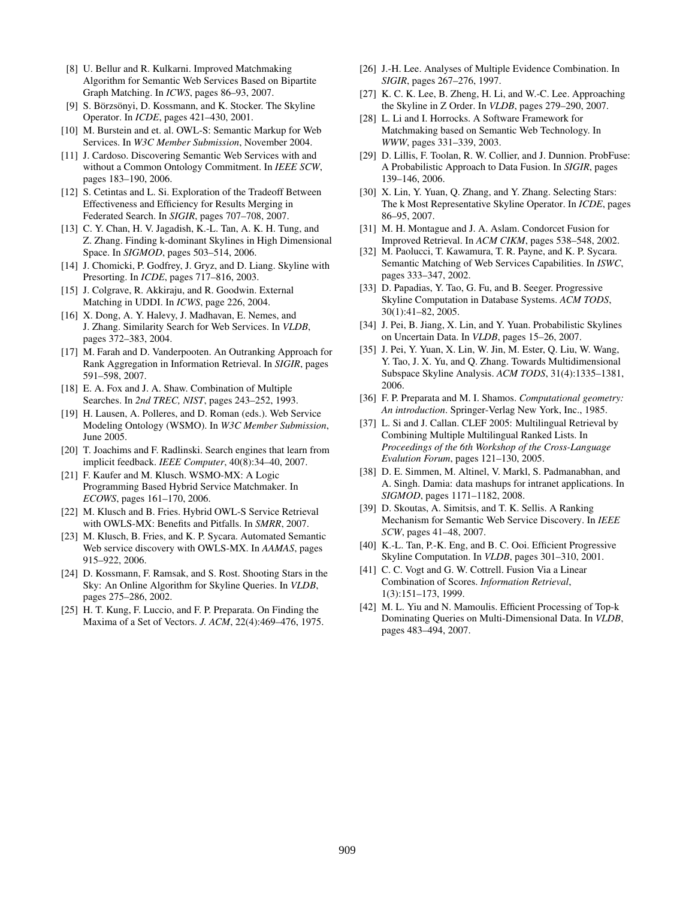[8] U. Bellur and R. Kulkarni. Improved Matchmaking Algorithm for Semantic Web Services Based on Bipartite Graph Matching. In *ICWS*, pages 86–93, 2007.

[9] S. Börzsönyi, D. Kossmann, and K. Stocker. The Skyline Operator. In *ICDE*, pages 421–430, 2001.

[10] M. Burstein and et. al. OWL-S: Semantic Markup for Web Services. In *W3C Member Submission*, November 2004.

[11] J. Cardoso. Discovering Semantic Web Services with and without a Common Ontology Commitment. In *IEEE SCW*, pages 183–190, 2006.

[12] S. Cetintas and L. Si. Exploration of the Tradeoff Between Effectiveness and Efficiency for Results Merging in Federated Search. In *SIGIR*, pages 707–708, 2007.

[13] C. Y. Chan, H. V. Jagadish, K.-L. Tan, A. K. H. Tung, and Z. Zhang. Finding k-dominant Skylines in High Dimensional Space. In *SIGMOD*, pages 503–514, 2006.

[14] J. Chomicki, P. Godfrey, J. Gryz, and D. Liang. Skyline with Presorting. In *ICDE*, pages 717–816, 2003.

[15] J. Colgrave, R. Akkiraju, and R. Goodwin. External Matching in UDDI. In *ICWS*, page 226, 2004.

[16] X. Dong, A. Y. Halevy, J. Madhavan, E. Nemes, and J. Zhang. Similarity Search for Web Services. In *VLDB*, pages 372–383, 2004.

[17] M. Farah and D. Vanderpooten. An Outranking Approach for Rank Aggregation in Information Retrieval. In *SIGIR*, pages 591–598, 2007.

[18] E. A. Fox and J. A. Shaw. Combination of Multiple Searches. In *2nd TREC, NIST*, pages 243–252, 1993.

[19] H. Lausen, A. Polleres, and D. Roman (eds.). Web Service Modeling Ontology (WSMO). In *W3C Member Submission*, June 2005.

[20] T. Joachims and F. Radlinski. Search engines that learn from implicit feedback. *IEEE Computer*, 40(8):34–40, 2007.

[21] F. Kaufer and M. Klusch. WSMO-MX: A Logic Programming Based Hybrid Service Matchmaker. In *ECOWS*, pages 161–170, 2006.

[22] M. Klusch and B. Fries. Hybrid OWL-S Service Retrieval with OWLS-MX: Benefits and Pitfalls. In *SMRR*, 2007.

[23] M. Klusch, B. Fries, and K. P. Sycara. Automated Semantic Web service discovery with OWLS-MX. In *AAMAS*, pages 915–922, 2006.

[24] D. Kossmann, F. Ramsak, and S. Rost. Shooting Stars in the Sky: An Online Algorithm for Skyline Queries. In *VLDB*, pages 275–286, 2002.

[25] H. T. Kung, F. Luccio, and F. P. Preparata. On Finding the Maxima of a Set of Vectors. *J. ACM*, 22(4):469–476, 1975.

[26] J.-H. Lee. Analyses of Multiple Evidence Combination. In *SIGIR*, pages 267–276, 1997.

[27] K. C. K. Lee, B. Zheng, H. Li, and W.-C. Lee. Approaching the Skyline in Z Order. In *VLDB*, pages 279–290, 2007.

[28] L. Li and I. Horrocks. A Software Framework for Matchmaking based on Semantic Web Technology. In *WWW*, pages 331–339, 2003.

[29] D. Lillis, F. Toolan, R. W. Collier, and J. Dunnion. ProbFuse: A Probabilistic Approach to Data Fusion. In *SIGIR*, pages 139–146, 2006.

[30] X. Lin, Y. Yuan, Q. Zhang, and Y. Zhang. Selecting Stars: The k Most Representative Skyline Operator. In *ICDE*, pages 86–95, 2007.

[31] M. H. Montague and J. A. Aslam. Condorcet Fusion for Improved Retrieval. In *ACM CIKM*, pages 538–548, 2002.

[32] M. Paolucci, T. Kawamura, T. R. Payne, and K. P. Sycara. Semantic Matching of Web Services Capabilities. In *ISWC*, pages 333–347, 2002.

[33] D. Papadias, Y. Tao, G. Fu, and B. Seeger. Progressive Skyline Computation in Database Systems. *ACM TODS*, 30(1):41–82, 2005.

[34] J. Pei, B. Jiang, X. Lin, and Y. Yuan. Probabilistic Skylines on Uncertain Data. In *VLDB*, pages 15–26, 2007.

[35] J. Pei, Y. Yuan, X. Lin, W. Jin, M. Ester, Q. Liu, W. Wang, Y. Tao, J. X. Yu, and Q. Zhang. Towards Multidimensional Subspace Skyline Analysis. *ACM TODS*, 31(4):1335–1381, 2006.

[36] F. P. Preparata and M. I. Shamos. *Computational geometry: An introduction*. Springer-Verlag New York, Inc., 1985.

[37] L. Si and J. Callan. CLEF 2005: Multilingual Retrieval by Combining Multiple Multilingual Ranked Lists. In *Proceedings of the 6th Workshop of the Cross-Language Evalution Forum*, pages 121–130, 2005.

[38] D. E. Simmen, M. Altinel, V. Markl, S. Padmanabhan, and A. Singh. Damia: data mashups for intranet applications. In *SIGMOD*, pages 1171–1182, 2008.

[39] D. Skoutas, A. Simitsis, and T. K. Sellis. A Ranking Mechanism for Semantic Web Service Discovery. In *IEEE SCW*, pages 41–48, 2007.

[40] K.-L. Tan, P.-K. Eng, and B. C. Ooi. Efficient Progressive Skyline Computation. In *VLDB*, pages 301–310, 2001.

[41] C. C. Vogt and G. W. Cottrell. Fusion Via a Linear Combination of Scores. *Information Retrieval*, 1(3):151–173, 1999.

[42] M. L. Yiu and N. Mamoulis. Efficient Processing of Top-k Dominating Queries on Multi-Dimensional Data. In *VLDB*, pages 483–494, 2007.